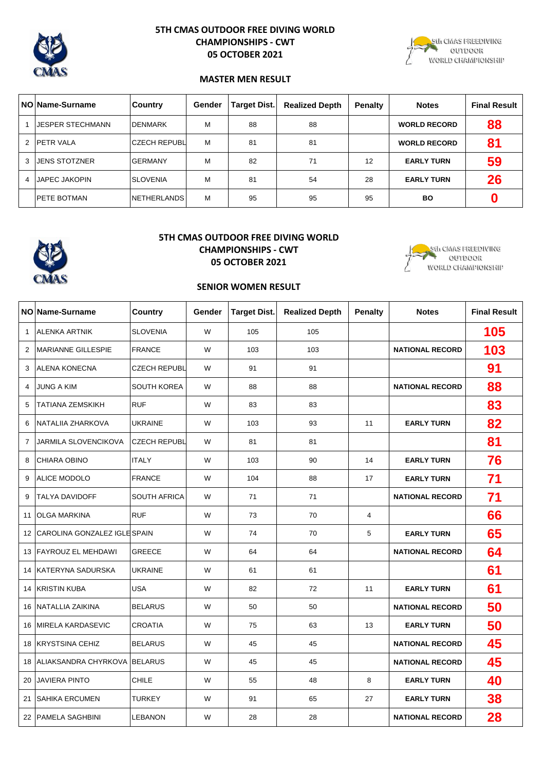# 5TH CMAS OUTDOOR FREE DIVING WORLD CHAMPIONSHIPS - CWT
## 05 OCTOBER 2021

### MASTER MEN RESULT

| NO | Name-Surname | Country | Gender | Target Dist. | Realized Depth | Penalty | Notes | Final Result |
|---|---|---|---|---|---|---|---|---|
| 1 | JESPER STECHMANN | DENMARK | M | 88 | 88 | | WORLD RECORD | 88 |
| 2 | PETR VALA | CZECH REPUBL | M | 81 | 81 | | WORLD RECORD | 81 |
| 3 | JENS STOTZNER | GERMANY | M | 82 | 71 | 12 | EARLY TURN | 59 |
| 4 | JAPEC JAKOPIN | SLOVENIA | M | 81 | 54 | 28 | EARLY TURN | 26 |
| | PETE BOTMAN | NETHERLANDS | M | 95 | 95 | 95 | BO | 0 |

# 5TH CMAS OUTDOOR FREE DIVING WORLD CHAMPIONSHIPS - CWT
## 05 OCTOBER 2021

### SENIOR WOMEN RESULT

| NO | Name-Surname | Country | Gender | Target Dist. | Realized Depth | Penalty | Notes | Final Result |
|---|---|---|---|---|---|---|---|---|
| 1 | ALENKA ARTNIK | SLOVENIA | W | 105 | 105 | | | 105 |
| 2 | MARIANNE GILLESPIE | FRANCE | W | 103 | 103 | | NATIONAL RECORD | 103 |
| 3 | ALENA KONECNA | CZECH REPUBL | W | 91 | 91 | | | 91 |
| 4 | JUNG A KIM | SOUTH KOREA | W | 88 | 88 | | NATIONAL RECORD | 88 |
| 5 | TATIANA ZEMSKIKH | RUF | W | 83 | 83 | | | 83 |
| 6 | NATALIIA ZHARKOVA | UKRAINE | W | 103 | 93 | 11 | EARLY TURN | 82 |
| 7 | JARMILA SLOVENCIKOVA | CZECH REPUBL | W | 81 | 81 | | | 81 |
| 8 | CHIARA OBINO | ITALY | W | 103 | 90 | 14 | EARLY TURN | 76 |
| 9 | ALICE MODOLO | FRANCE | W | 104 | 88 | 17 | EARLY TURN | 71 |
| 9 | TALYA DAVIDOFF | SOUTH AFRICA | W | 71 | 71 | | NATIONAL RECORD | 71 |
| 11 | OLGA MARKINA | RUF | W | 73 | 70 | 4 | | 66 |
| 12 | CAROLINA GONZALEZ IGLE | SPAIN | W | 74 | 70 | 5 | EARLY TURN | 65 |
| 13 | FAYROUZ EL MEHDAWI | GREECE | W | 64 | 64 | | NATIONAL RECORD | 64 |
| 14 | KATERYNA SADURSKA | UKRAINE | W | 61 | 61 | | | 61 |
| 14 | KRISTIN KUBA | USA | W | 82 | 72 | 11 | EARLY TURN | 61 |
| 16 | NATALLIA ZAIKINA | BELARUS | W | 50 | 50 | | NATIONAL RECORD | 50 |
| 16 | MIRELA KARDASEVIC | CROATIA | W | 75 | 63 | 13 | EARLY TURN | 50 |
| 18 | KRYSTSINA CEHIZ | BELARUS | W | 45 | 45 | | NATIONAL RECORD | 45 |
| 18 | ALIAKSANDRA CHYRKOVA | BELARUS | W | 45 | 45 | | NATIONAL RECORD | 45 |
| 20 | JAVIERA PINTO | CHILE | W | 55 | 48 | 8 | EARLY TURN | 40 |
| 21 | SAHIKA ERCUMEN | TURKEY | W | 91 | 65 | 27 | EARLY TURN | 38 |
| 22 | PAMELA SAGHBINI | LEBANON | W | 28 | 28 | | NATIONAL RECORD | 28 |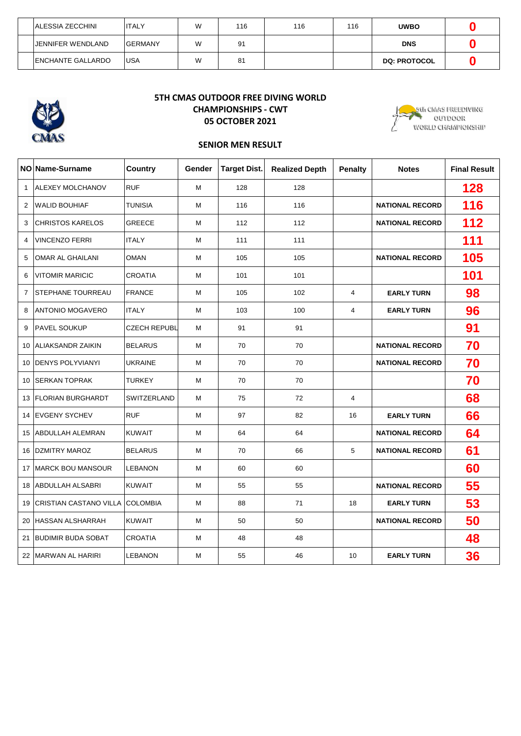| | ALESSIA ZECCHINI | ITALY | W | 116 | 116 | 116 | UWBO | 0 |
|---|---|---|---|---|---|---|---|---|
| | JENNIFER WENDLAND | GERMANY | W | 91 | | | DNS | 0 |
| | ENCHANTE GALLARDO | USA | W | 81 | | | DQ: PROTOCOL | 0 |

**5TH CMAS OUTDOOR FREE DIVING WORLD CHAMPIONSHIPS - CWT**
**05 OCTOBER 2021**

5th CMAS FREEDIVING OUTDOOR WORLD CHAMPIONSHIP

**SENIOR MEN RESULT**

| NO | Name-Surname | Country | Gender | Target Dist. | Realized Depth | Penalty | Notes | Final Result |
|---|---|---|---|---|---|---|---|---|
| 1 | ALEXEY MOLCHANOV | RUF | M | 128 | 128 | | | 128 |
| 2 | WALID BOUHIAF | TUNISIA | M | 116 | 116 | | NATIONAL RECORD | 116 |
| 3 | CHRISTOS KARELOS | GREECE | M | 112 | 112 | | NATIONAL RECORD | 112 |
| 4 | VINCENZO FERRI | ITALY | M | 111 | 111 | | | 111 |
| 5 | OMAR AL GHAILANI | OMAN | M | 105 | 105 | | NATIONAL RECORD | 105 |
| 6 | VITOMIR MARICIC | CROATIA | M | 101 | 101 | | | 101 |
| 7 | STEPHANE TOURREAU | FRANCE | M | 105 | 102 | 4 | EARLY TURN | 98 |
| 8 | ANTONIO MOGAVERO | ITALY | M | 103 | 100 | 4 | EARLY TURN | 96 |
| 9 | PAVEL SOUKUP | CZECH REPUBL | M | 91 | 91 | | | 91 |
| 10 | ALIAKSANDR ZAIKIN | BELARUS | M | 70 | 70 | | NATIONAL RECORD | 70 |
| 10 | DENYS POLYVIANYI | UKRAINE | M | 70 | 70 | | NATIONAL RECORD | 70 |
| 10 | SERKAN TOPRAK | TURKEY | M | 70 | 70 | | | 70 |
| 13 | FLORIAN BURGHARDT | SWITZERLAND | M | 75 | 72 | 4 | | 68 |
| 14 | EVGENY SYCHEV | RUF | M | 97 | 82 | 16 | EARLY TURN | 66 |
| 15 | ABDULLAH ALEMRAN | KUWAIT | M | 64 | 64 | | NATIONAL RECORD | 64 |
| 16 | DZMITRY MAROZ | BELARUS | M | 70 | 66 | 5 | NATIONAL RECORD | 61 |
| 17 | MARCK BOU MANSOUR | LEBANON | M | 60 | 60 | | | 60 |
| 18 | ABDULLAH ALSABRI | KUWAIT | M | 55 | 55 | | NATIONAL RECORD | 55 |
| 19 | CRISTIAN CASTANO VILLA | COLOMBIA | M | 88 | 71 | 18 | EARLY TURN | 53 |
| 20 | HASSAN ALSHARRAH | KUWAIT | M | 50 | 50 | | NATIONAL RECORD | 50 |
| 21 | BUDIMIR BUDA SOBAT | CROATIA | M | 48 | 48 | | | 48 |
| 22 | MARWAN AL HARIRI | LEBANON | M | 55 | 46 | 10 | EARLY TURN | 36 |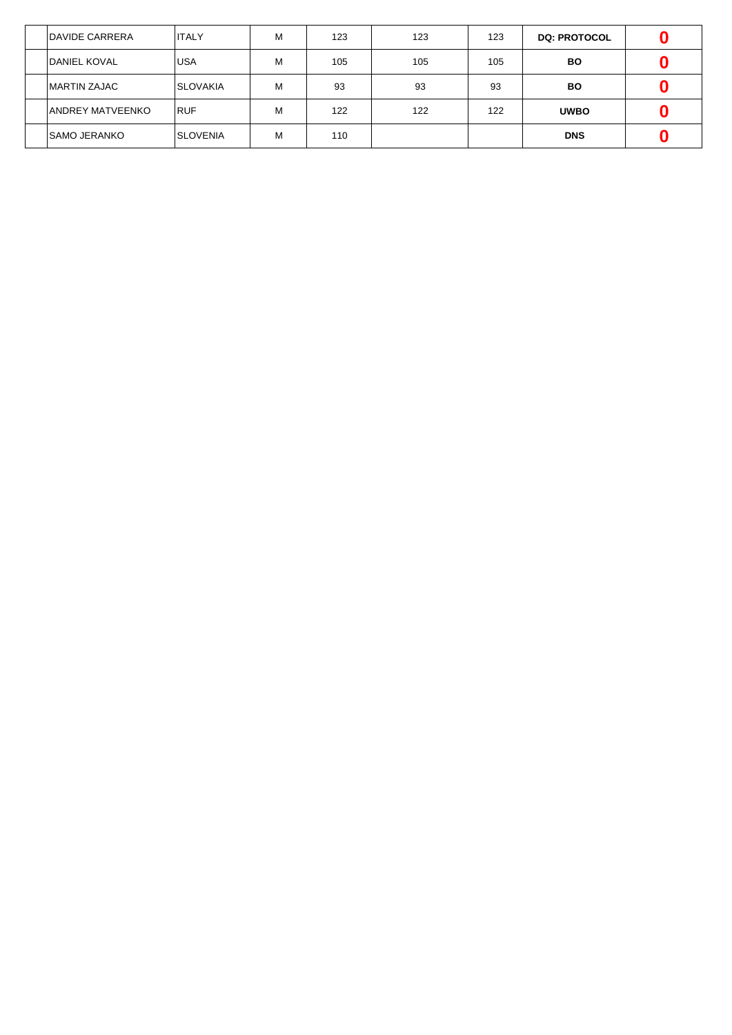| | | | | | | | | |
|---|---|---|---|---|---|---|---|---|
| | DAVIDE CARRERA | ITALY | M | 123 | 123 | 123 | **DQ: PROTOCOL** | **0** |
| | DANIEL KOVAL | USA | M | 105 | 105 | 105 | **BO** | **0** |
| | MARTIN ZAJAC | SLOVAKIA | M | 93 | 93 | 93 | **BO** | **0** |
| | ANDREY MATVEENKO | RUF | M | 122 | 122 | 122 | **UWBO** | **0** |
| | SAMO JERANKO | SLOVENIA | M | 110 | | | **DNS** | **0** |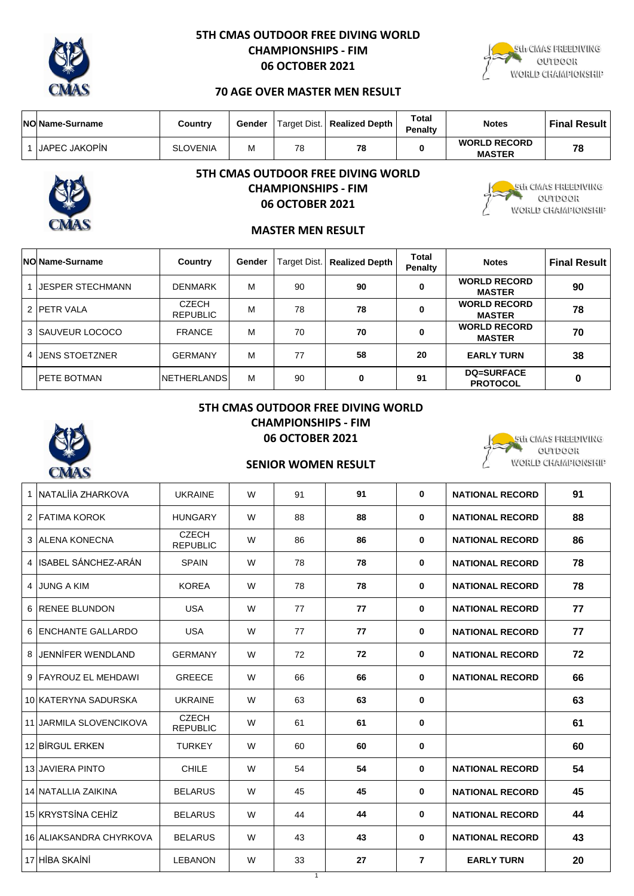## 5TH CMAS OUTDOOR FREE DIVING WORLD CHAMPIONSHIPS - FIM
## 06 OCTOBER 2021

### 70 AGE OVER MASTER MEN RESULT

| NO | Name-Surname | Country | Gender | Target Dist. | Realized Depth | Total Penalty | Notes | Final Result |
|---|---|---|---|---|---|---|---|---|
| 1 | JAPEC JAKOPİN | SLOVENIA | M | 78 | 78 | 0 | WORLD RECORD MASTER | 78 |

## 5TH CMAS OUTDOOR FREE DIVING WORLD CHAMPIONSHIPS - FIM
## 06 OCTOBER 2021

### MASTER MEN RESULT

| NO | Name-Surname | Country | Gender | Target Dist. | Realized Depth | Total Penalty | Notes | Final Result |
|---|---|---|---|---|---|---|---|---|
| 1 | JESPER STECHMANN | DENMARK | M | 90 | 90 | 0 | WORLD RECORD MASTER | 90 |
| 2 | PETR VALA | CZECH REPUBLIC | M | 78 | 78 | 0 | WORLD RECORD MASTER | 78 |
| 3 | SAUVEUR LOCOCO | FRANCE | M | 70 | 70 | 0 | WORLD RECORD MASTER | 70 |
| 4 | JENS STOETZNER | GERMANY | M | 77 | 58 | 20 | EARLY TURN | 38 |
|  | PETE BOTMAN | NETHERLANDS | M | 90 | 0 | 91 | DQ=SURFACE PROTOCOL | 0 |

## 5TH CMAS OUTDOOR FREE DIVING WORLD CHAMPIONSHIPS - FIM
## 06 OCTOBER 2021

### SENIOR WOMEN RESULT

| NO | Name-Surname | Country | Gender | Target Dist. | Realized Depth | Total Penalty | Notes | Final Result |
|---|---|---|---|---|---|---|---|---|
| 1 | NATALİİA ZHARKOVA | UKRAINE | W | 91 | 91 | 0 | NATIONAL RECORD | 91 |
| 2 | FATIMA KOROK | HUNGARY | W | 88 | 88 | 0 | NATIONAL RECORD | 88 |
| 3 | ALENA KONECNA | CZECH REPUBLIC | W | 86 | 86 | 0 | NATIONAL RECORD | 86 |
| 4 | ISABEL SÁNCHEZ-ARÁN | SPAIN | W | 78 | 78 | 0 | NATIONAL RECORD | 78 |
| 4 | JUNG A KIM | KOREA | W | 78 | 78 | 0 | NATIONAL RECORD | 78 |
| 6 | RENEE BLUNDON | USA | W | 77 | 77 | 0 | NATIONAL RECORD | 77 |
| 6 | ENCHANTE GALLARDO | USA | W | 77 | 77 | 0 | NATIONAL RECORD | 77 |
| 8 | JENNİFER WENDLAND | GERMANY | W | 72 | 72 | 0 | NATIONAL RECORD | 72 |
| 9 | FAYROUZ EL MEHDAWI | GREECE | W | 66 | 66 | 0 | NATIONAL RECORD | 66 |
| 10 | KATERYNA SADURSKA | UKRAINE | W | 63 | 63 | 0 |  | 63 |
| 11 | JARMILA SLOVENCIKOVA | CZECH REPUBLIC | W | 61 | 61 | 0 |  | 61 |
| 12 | BİRGUL ERKEN | TURKEY | W | 60 | 60 | 0 |  | 60 |
| 13 | JAVIERA PINTO | CHILE | W | 54 | 54 | 0 | NATIONAL RECORD | 54 |
| 14 | NATALLIA ZAIKINA | BELARUS | W | 45 | 45 | 0 | NATIONAL RECORD | 45 |
| 15 | KRYSTSİNA CEHİZ | BELARUS | W | 44 | 44 | 0 | NATIONAL RECORD | 44 |
| 16 | ALIAKSANDRA CHYRKOVA | BELARUS | W | 43 | 43 | 0 | NATIONAL RECORD | 43 |
| 17 | HİBA SKAİNİ | LEBANON | W | 33 | 27 | 7 | EARLY TURN | 20 |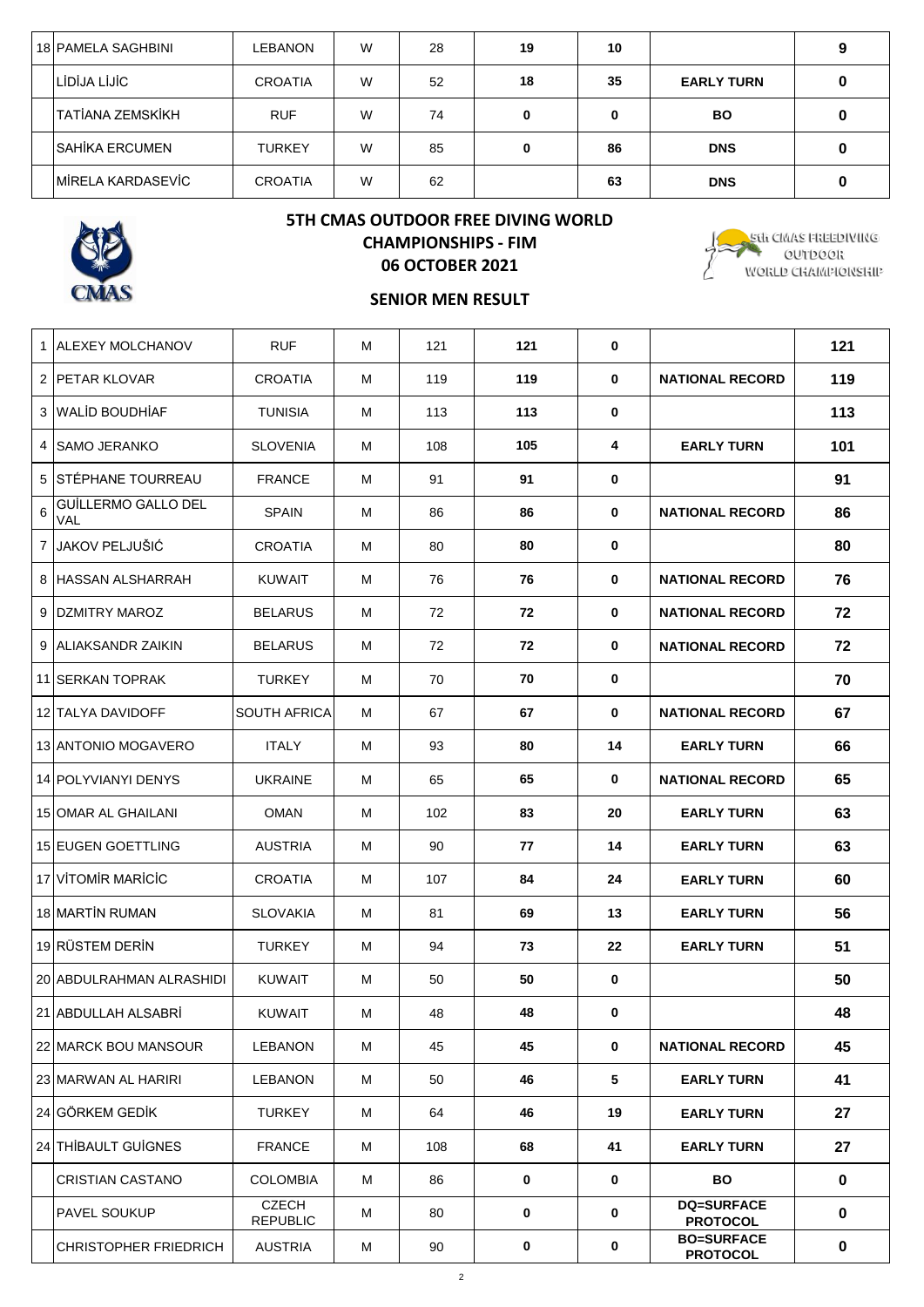| 18 | PAMELA SAGHBINI | LEBANON | W | 28 | 19 | 10 | | 9 |
|---|---|---|---|---|---|---|---|---|
| | LİDİJA LİJİC | CROATIA | W | 52 | 18 | 35 | EARLY TURN | 0 |
| | TATİANA ZEMSKİKH | RUF | W | 74 | 0 | 0 | BO | 0 |
| | SAHİKA ERCUMEN | TURKEY | W | 85 | 0 | 86 | DNS | 0 |
| | MİRELA KARDASEVİC | CROATIA | W | 62 | | 63 | DNS | 0 |

## 5TH CMAS OUTDOOR FREE DIVING WORLD CHAMPIONSHIPS - FIM

**06 OCTOBER 2021**

### SENIOR MEN RESULT

| 1 | ALEXEY MOLCHANOV | RUF | M | 121 | 121 | 0 | | 121 |
|---|---|---|---|---|---|---|---|---|
| 2 | PETAR KLOVAR | CROATIA | M | 119 | 119 | 0 | NATIONAL RECORD | 119 |
| 3 | WALİD BOUDHİAF | TUNISIA | M | 113 | 113 | 0 | | 113 |
| 4 | SAMO JERANKO | SLOVENIA | M | 108 | 105 | 4 | EARLY TURN | 101 |
| 5 | STÉPHANE TOURREAU | FRANCE | M | 91 | 91 | 0 | | 91 |
| 6 | GUİLLERMO GALLO DEL VAL | SPAIN | M | 86 | 86 | 0 | NATIONAL RECORD | 86 |
| 7 | JAKOV PELJUŠIĆ | CROATIA | M | 80 | 80 | 0 | | 80 |
| 8 | HASSAN ALSHARRAH | KUWAIT | M | 76 | 76 | 0 | NATIONAL RECORD | 76 |
| 9 | DZMITRY MAROZ | BELARUS | M | 72 | 72 | 0 | NATIONAL RECORD | 72 |
| 9 | ALIAKSANDR ZAIKIN | BELARUS | M | 72 | 72 | 0 | NATIONAL RECORD | 72 |
| 11 | SERKAN TOPRAK | TURKEY | M | 70 | 70 | 0 | | 70 |
| 12 | TALYA DAVIDOFF | SOUTH AFRICA | M | 67 | 67 | 0 | NATIONAL RECORD | 67 |
| 13 | ANTONIO MOGAVERO | ITALY | M | 93 | 80 | 14 | EARLY TURN | 66 |
| 14 | POLYVIANYI DENYS | UKRAINE | M | 65 | 65 | 0 | NATIONAL RECORD | 65 |
| 15 | OMAR AL GHAILANI | OMAN | M | 102 | 83 | 20 | EARLY TURN | 63 |
| 15 | EUGEN GOETTLING | AUSTRIA | M | 90 | 77 | 14 | EARLY TURN | 63 |
| 17 | VİTOMİR MARİCİC | CROATIA | M | 107 | 84 | 24 | EARLY TURN | 60 |
| 18 | MARTİN RUMAN | SLOVAKIA | M | 81 | 69 | 13 | EARLY TURN | 56 |
| 19 | RÜSTEM DERİN | TURKEY | M | 94 | 73 | 22 | EARLY TURN | 51 |
| 20 | ABDULRAHMAN ALRASHIDI | KUWAIT | M | 50 | 50 | 0 | | 50 |
| 21 | ABDULLAH ALSABRİ | KUWAIT | M | 48 | 48 | 0 | | 48 |
| 22 | MARCK BOU MANSOUR | LEBANON | M | 45 | 45 | 0 | NATIONAL RECORD | 45 |
| 23 | MARWAN AL HARIRI | LEBANON | M | 50 | 46 | 5 | EARLY TURN | 41 |
| 24 | GÖRKEM GEDİK | TURKEY | M | 64 | 46 | 19 | EARLY TURN | 27 |
| 24 | THİBAULT GUİGNES | FRANCE | M | 108 | 68 | 41 | EARLY TURN | 27 |
| | CRISTIAN CASTANO | COLOMBIA | M | 86 | 0 | 0 | BO | 0 |
| | PAVEL SOUKUP | CZECH REPUBLIC | M | 80 | 0 | 0 | DQ=SURFACE PROTOCOL | 0 |
| | CHRISTOPHER FRIEDRICH | AUSTRIA | M | 90 | 0 | 0 | BO=SURFACE PROTOCOL | 0 |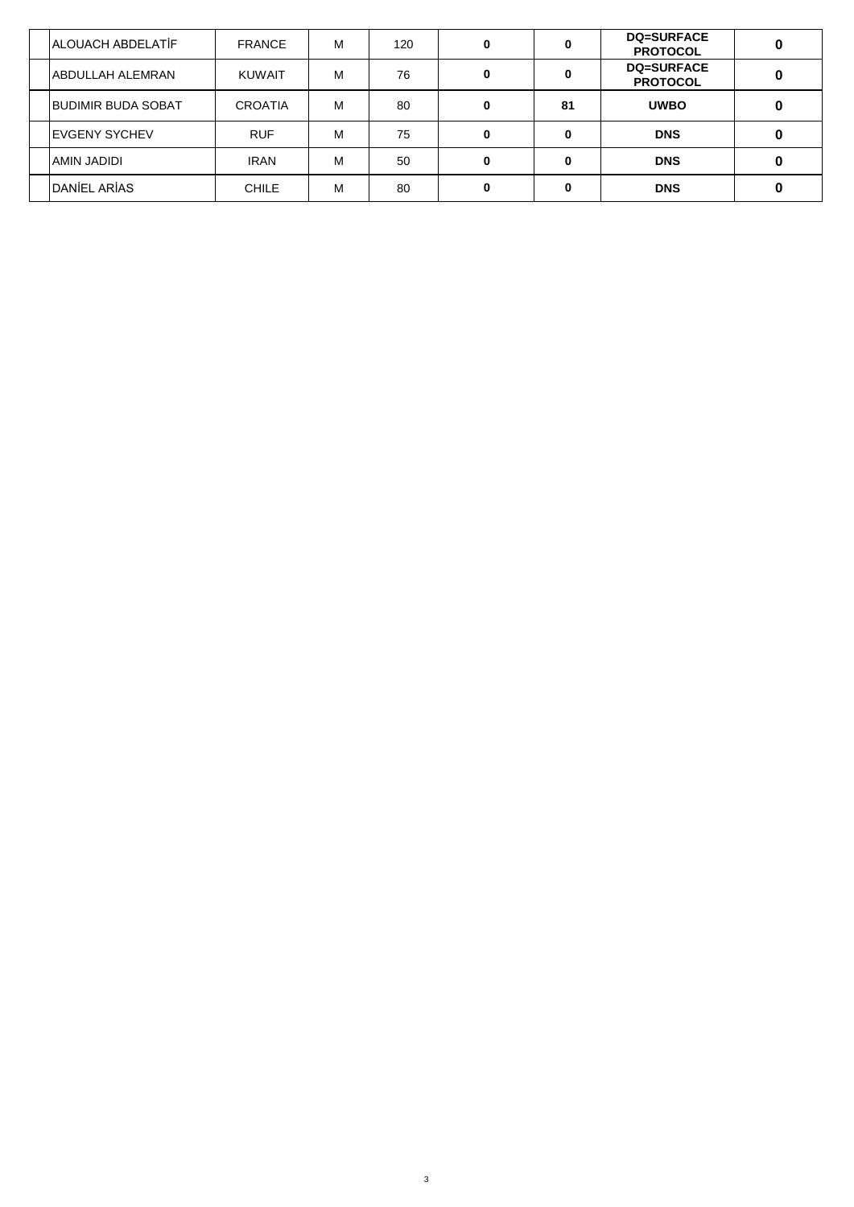|  |  |  |  |  |  |  |  |  |
|---|---|---|---|---|---|---|---|---|
|  | ALOUACH ABDELATİF | FRANCE | M | 120 | **0** | **0** | **DQ=SURFACE PROTOCOL** | **0** |
|  | ABDULLAH ALEMRAN | KUWAIT | M | 76 | **0** | **0** | **DQ=SURFACE PROTOCOL** | **0** |
|  | BUDIMIR BUDA SOBAT | CROATIA | M | 80 | **0** | **81** | **UWBO** | **0** |
|  | EVGENY SYCHEV | RUF | M | 75 | **0** | **0** | **DNS** | **0** |
|  | AMIN JADIDI | IRAN | M | 50 | **0** | **0** | **DNS** | **0** |
|  | DANİEL ARİAS | CHILE | M | 80 | **0** | **0** | **DNS** | **0** |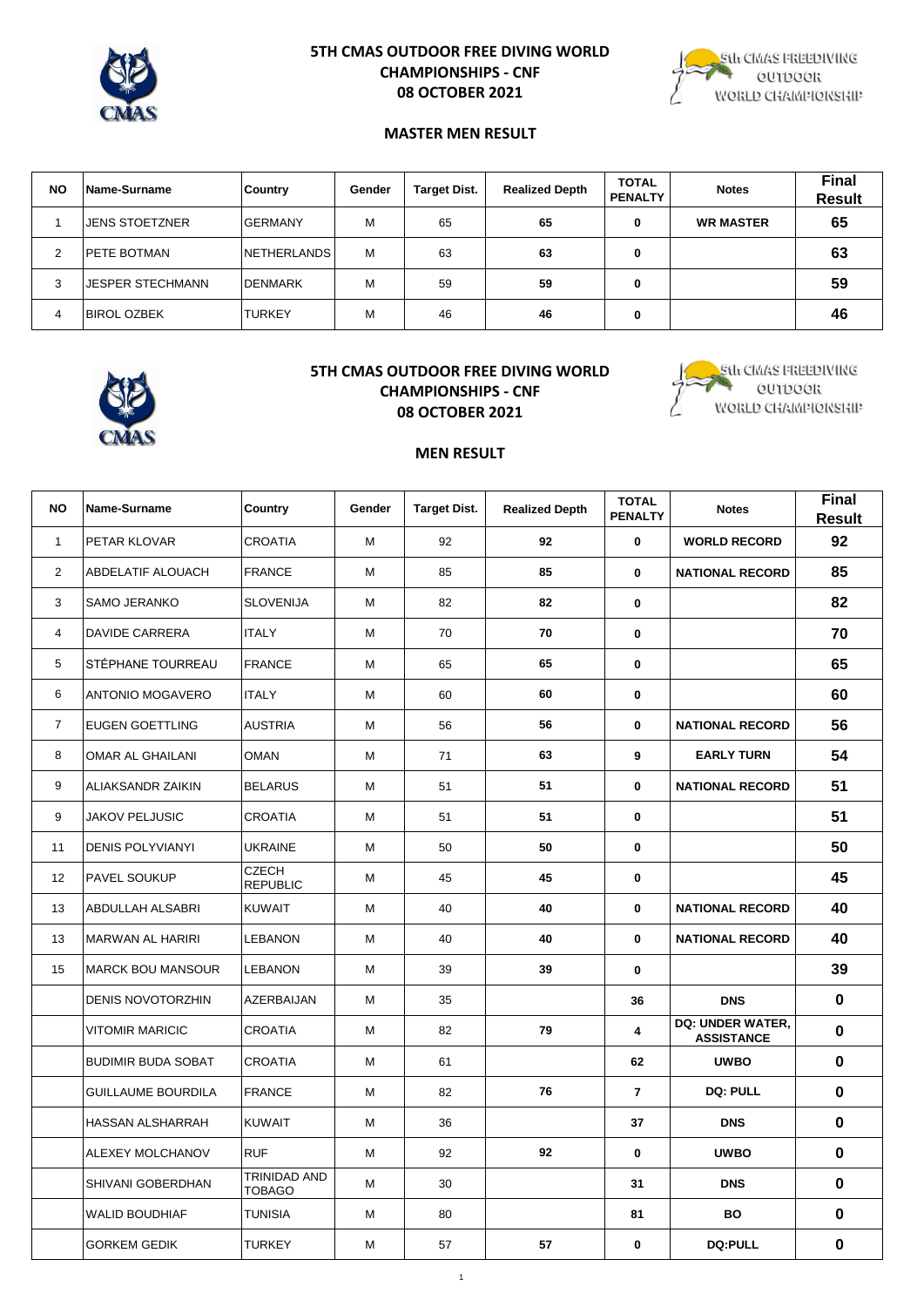## 5TH CMAS OUTDOOR FREE DIVING WORLD CHAMPIONSHIPS - CNF
## 08 OCTOBER 2021

### MASTER MEN RESULT

| NO | Name-Surname | Country | Gender | Target Dist. | Realized Depth | TOTAL PENALTY | Notes | Final Result |
|---|---|---|---|---|---|---|---|---|
| 1 | JENS STOETZNER | GERMANY | M | 65 | 65 | 0 | WR MASTER | 65 |
| 2 | PETE BOTMAN | NETHERLANDS | M | 63 | 63 | 0 | | 63 |
| 3 | JESPER STECHMANN | DENMARK | M | 59 | 59 | 0 | | 59 |
| 4 | BIROL OZBEK | TURKEY | M | 46 | 46 | 0 | | 46 |

## 5TH CMAS OUTDOOR FREE DIVING WORLD CHAMPIONSHIPS - CNF
## 08 OCTOBER 2021

### MEN RESULT

| NO | Name-Surname | Country | Gender | Target Dist. | Realized Depth | TOTAL PENALTY | Notes | Final Result |
|---|---|---|---|---|---|---|---|---|
| 1 | PETAR KLOVAR | CROATIA | M | 92 | 92 | 0 | WORLD RECORD | 92 |
| 2 | ABDELATIF ALOUACH | FRANCE | M | 85 | 85 | 0 | NATIONAL RECORD | 85 |
| 3 | SAMO JERANKO | SLOVENIJA | M | 82 | 82 | 0 | | 82 |
| 4 | DAVIDE CARRERA | ITALY | M | 70 | 70 | 0 | | 70 |
| 5 | STÉPHANE TOURREAU | FRANCE | M | 65 | 65 | 0 | | 65 |
| 6 | ANTONIO MOGAVERO | ITALY | M | 60 | 60 | 0 | | 60 |
| 7 | EUGEN GOETTLING | AUSTRIA | M | 56 | 56 | 0 | NATIONAL RECORD | 56 |
| 8 | OMAR AL GHAILANI | OMAN | M | 71 | 63 | 9 | EARLY TURN | 54 |
| 9 | ALIAKSANDR ZAIKIN | BELARUS | M | 51 | 51 | 0 | NATIONAL RECORD | 51 |
| 9 | JAKOV PELJUSIC | CROATIA | M | 51 | 51 | 0 | | 51 |
| 11 | DENIS POLYVIANYI | UKRAINE | M | 50 | 50 | 0 | | 50 |
| 12 | PAVEL SOUKUP | CZECH REPUBLIC | M | 45 | 45 | 0 | | 45 |
| 13 | ABDULLAH ALSABRI | KUWAIT | M | 40 | 40 | 0 | NATIONAL RECORD | 40 |
| 13 | MARWAN AL HARIRI | LEBANON | M | 40 | 40 | 0 | NATIONAL RECORD | 40 |
| 15 | MARCK BOU MANSOUR | LEBANON | M | 39 | 39 | 0 | | 39 |
| | DENIS NOVOTORZHIN | AZERBAIJAN | M | 35 | | 36 | DNS | 0 |
| | VITOMIR MARICIC | CROATIA | M | 82 | 79 | 4 | DQ: UNDER WATER, ASSISTANCE | 0 |
| | BUDIMIR BUDA SOBAT | CROATIA | M | 61 | | 62 | UWBO | 0 |
| | GUILLAUME BOURDILA | FRANCE | M | 82 | 76 | 7 | DQ: PULL | 0 |
| | HASSAN ALSHARRAH | KUWAIT | M | 36 | | 37 | DNS | 0 |
| | ALEXEY MOLCHANOV | RUF | M | 92 | 92 | 0 | UWBO | 0 |
| | SHIVANI GOBERDHAN | TRINIDAD AND TOBAGO | M | 30 | | 31 | DNS | 0 |
| | WALID BOUDHIAF | TUNISIA | M | 80 | | 81 | BO | 0 |
| | GORKEM GEDIK | TURKEY | M | 57 | 57 | 0 | DQ:PULL | 0 |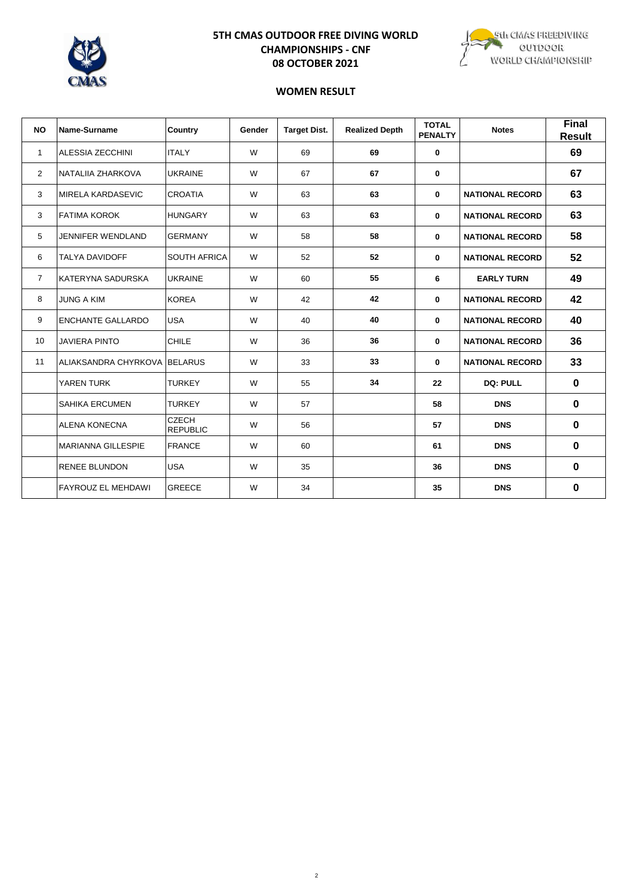# 5TH CMAS OUTDOOR FREE DIVING WORLD CHAMPIONSHIPS - CNF

## 08 OCTOBER 2021

### WOMEN RESULT

| NO | Name-Surname | Country | Gender | Target Dist. | Realized Depth | TOTAL PENALTY | Notes | Final Result |
|---|---|---|---|---|---|---|---|---|
| 1 | ALESSIA ZECCHINI | ITALY | W | 69 | 69 | 0 | | 69 |
| 2 | NATALIIA ZHARKOVA | UKRAINE | W | 67 | 67 | 0 | | 67 |
| 3 | MIRELA KARDASEVIC | CROATIA | W | 63 | 63 | 0 | NATIONAL RECORD | 63 |
| 3 | FATIMA KOROK | HUNGARY | W | 63 | 63 | 0 | NATIONAL RECORD | 63 |
| 5 | JENNIFER WENDLAND | GERMANY | W | 58 | 58 | 0 | NATIONAL RECORD | 58 |
| 6 | TALYA DAVIDOFF | SOUTH AFRICA | W | 52 | 52 | 0 | NATIONAL RECORD | 52 |
| 7 | KATERYNA SADURSKA | UKRAINE | W | 60 | 55 | 6 | EARLY TURN | 49 |
| 8 | JUNG A KIM | KOREA | W | 42 | 42 | 0 | NATIONAL RECORD | 42 |
| 9 | ENCHANTE GALLARDO | USA | W | 40 | 40 | 0 | NATIONAL RECORD | 40 |
| 10 | JAVIERA PINTO | CHILE | W | 36 | 36 | 0 | NATIONAL RECORD | 36 |
| 11 | ALIAKSANDRA CHYRKOVA | BELARUS | W | 33 | 33 | 0 | NATIONAL RECORD | 33 |
| | YAREN TURK | TURKEY | W | 55 | 34 | 22 | DQ: PULL | 0 |
| | SAHIKA ERCUMEN | TURKEY | W | 57 | | 58 | DNS | 0 |
| | ALENA KONECNA | CZECH REPUBLIC | W | 56 | | 57 | DNS | 0 |
| | MARIANNA GILLESPIE | FRANCE | W | 60 | | 61 | DNS | 0 |
| | RENEE BLUNDON | USA | W | 35 | | 36 | DNS | 0 |
| | FAYROUZ EL MEHDAWI | GREECE | W | 34 | | 35 | DNS | 0 |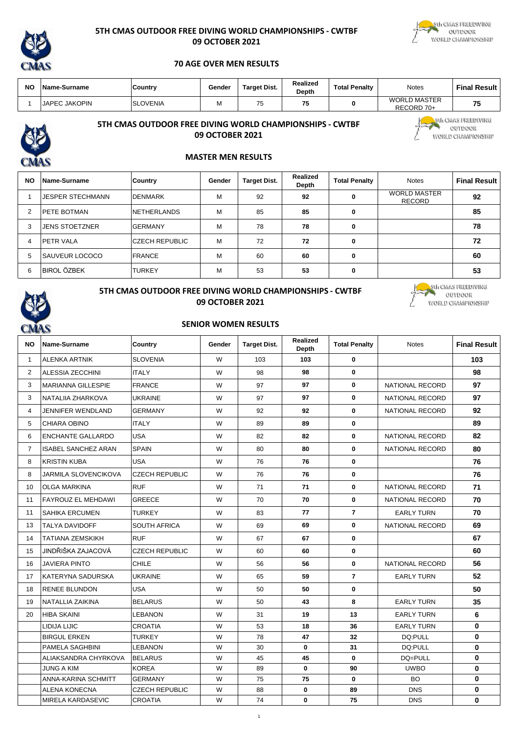## 5TH CMAS OUTDOOR FREE DIVING WORLD CHAMPIONSHIPS - CWTBF
**09 OCTOBER 2021**

### 70 AGE OVER MEN RESULTS

| NO | Name-Surname | Country | Gender | Target Dist. | Realized Depth | Total Penalty | Notes | Final Result |
|---|---|---|---|---|---|---|---|---|
| 1 | JAPEC JAKOPIN | SLOVENIA | M | 75 | 75 | 0 | WORLD MASTER RECORD 70+ | 75 |

## 5TH CMAS OUTDOOR FREE DIVING WORLD CHAMPIONSHIPS - CWTBF
**09 OCTOBER 2021**

### MASTER MEN RESULTS

| NO | Name-Surname | Country | Gender | Target Dist. | Realized Depth | Total Penalty | Notes | Final Result |
|---|---|---|---|---|---|---|---|---|
| 1 | JESPER STECHMANN | DENMARK | M | 92 | 92 | 0 | WORLD MASTER RECORD | 92 |
| 2 | PETE BOTMAN | NETHERLANDS | M | 85 | 85 | 0 | | 85 |
| 3 | JENS STOETZNER | GERMANY | M | 78 | 78 | 0 | | 78 |
| 4 | PETR VALA | CZECH REPUBLIC | M | 72 | 72 | 0 | | 72 |
| 5 | SAUVEUR LOCOCO | FRANCE | M | 60 | 60 | 0 | | 60 |
| 6 | BIROL ÖZBEK | TURKEY | M | 53 | 53 | 0 | | 53 |

## 5TH CMAS OUTDOOR FREE DIVING WORLD CHAMPIONSHIPS - CWTBF
**09 OCTOBER 2021**

### SENIOR WOMEN RESULTS

| NO | Name-Surname | Country | Gender | Target Dist. | Realized Depth | Total Penalty | Notes | Final Result |
|---|---|---|---|---|---|---|---|---|
| 1 | ALENKA ARTNIK | SLOVENIA | W | 103 | 103 | 0 | | 103 |
| 2 | ALESSIA ZECCHINI | ITALY | W | 98 | 98 | 0 | | 98 |
| 3 | MARIANNA GILLESPIE | FRANCE | W | 97 | 97 | 0 | NATIONAL RECORD | 97 |
| 3 | NATALIIA ZHARKOVA | UKRAINE | W | 97 | 97 | 0 | NATIONAL RECORD | 97 |
| 4 | JENNIFER WENDLAND | GERMANY | W | 92 | 92 | 0 | NATIONAL RECORD | 92 |
| 5 | CHIARA OBINO | ITALY | W | 89 | 89 | 0 | | 89 |
| 6 | ENCHANTE GALLARDO | USA | W | 82 | 82 | 0 | NATIONAL RECORD | 82 |
| 7 | ISABEL SANCHEZ ARAN | SPAIN | W | 80 | 80 | 0 | NATIONAL RECORD | 80 |
| 8 | KRISTIN KUBA | USA | W | 76 | 76 | 0 | | 76 |
| 8 | JARMILA SLOVENCIKOVA | CZECH REPUBLIC | W | 76 | 76 | 0 | | 76 |
| 10 | OLGA MARKINA | RUF | W | 71 | 71 | 0 | NATIONAL RECORD | 71 |
| 11 | FAYROUZ EL MEHDAWI | GREECE | W | 70 | 70 | 0 | NATIONAL RECORD | 70 |
| 11 | SAHIKA ERCUMEN | TURKEY | W | 83 | 77 | 7 | EARLY TURN | 70 |
| 13 | TALYA DAVIDOFF | SOUTH AFRICA | W | 69 | 69 | 0 | NATIONAL RECORD | 69 |
| 14 | TATIANA ZEMSKIKH | RUF | W | 67 | 67 | 0 | | 67 |
| 15 | JINDŘIŠKA ZAJACOVÁ | CZECH REPUBLIC | W | 60 | 60 | 0 | | 60 |
| 16 | JAVIERA PINTO | CHILE | W | 56 | 56 | 0 | NATIONAL RECORD | 56 |
| 17 | KATERYNA SADURSKA | UKRAINE | W | 65 | 59 | 7 | EARLY TURN | 52 |
| 18 | RENEE BLUNDON | USA | W | 50 | 50 | 0 | | 50 |
| 19 | NATALLIA ZAIKINA | BELARUS | W | 50 | 43 | 8 | EARLY TURN | 35 |
| 20 | HIBA SKAINI | LEBANON | W | 31 | 19 | 13 | EARLY TURN | 6 |
| | LIDIJA LIJIC | CROATIA | W | 53 | 18 | 36 | EARLY TURN | 0 |
| | BIRGUL ERKEN | TURKEY | W | 78 | 47 | 32 | DQ:PULL | 0 |
| | PAMELA SAGHBINI | LEBANON | W | 30 | 0 | 31 | DQ:PULL | 0 |
| | ALIAKSANDRA CHYRKOVA | BELARUS | W | 45 | 45 | 0 | DQ=PULL | 0 |
| | JUNG A KIM | KOREA | W | 89 | 0 | 90 | UWBO | 0 |
| | ANNA-KARINA SCHMITT | GERMANY | W | 75 | 75 | 0 | BO | 0 |
| | ALENA KONECNA | CZECH REPUBLIC | W | 88 | 0 | 89 | DNS | 0 |
| | MIRELA KARDASEVIC | CROATIA | W | 74 | 0 | 75 | DNS | 0 |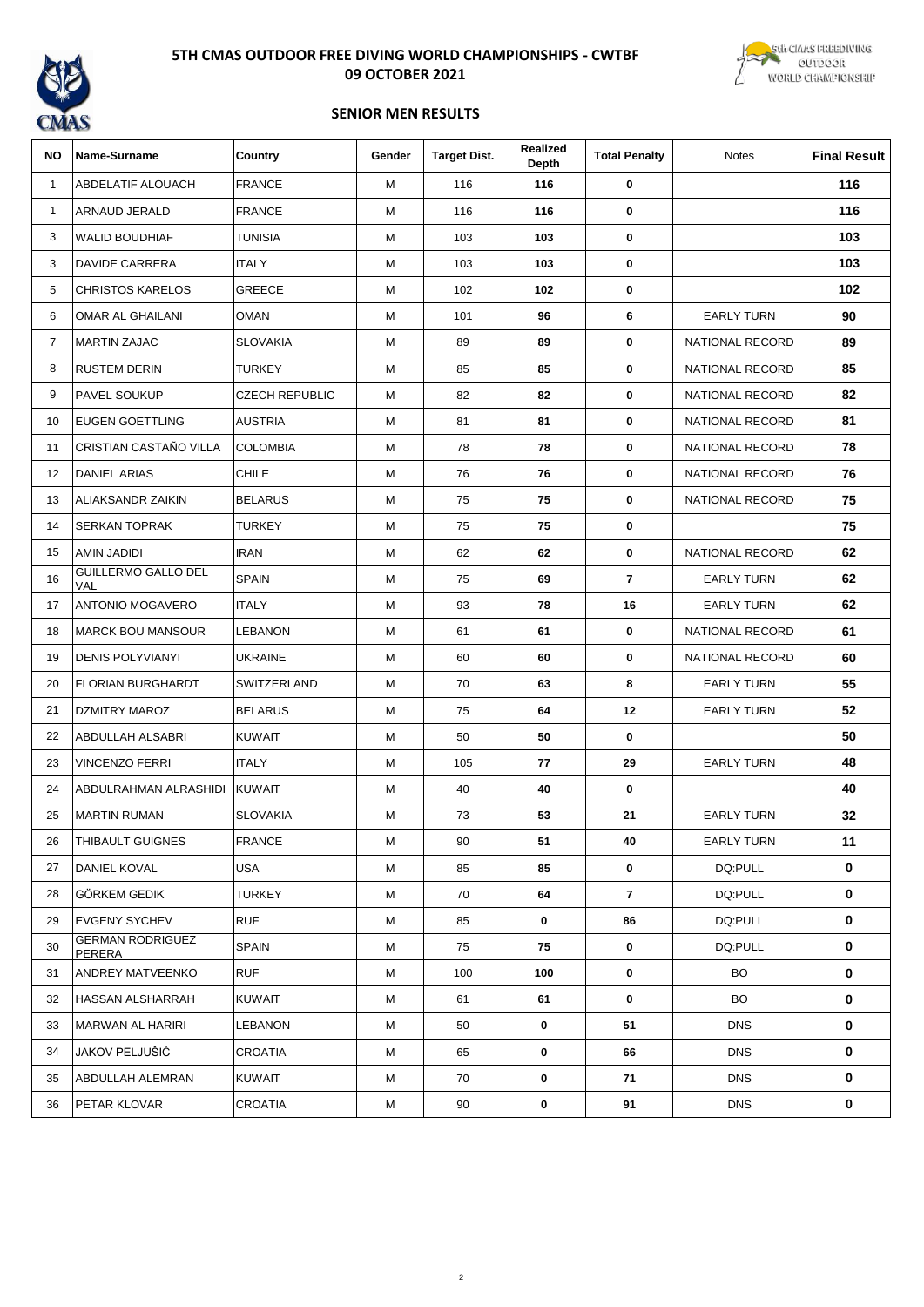# 5TH CMAS OUTDOOR FREE DIVING WORLD CHAMPIONSHIPS - CWTBF

**09 OCTOBER 2021**

## SENIOR MEN RESULTS

| NO | Name-Surname | Country | Gender | Target Dist. | Realized Depth | Total Penalty | Notes | Final Result |
|---|---|---|---|---|---|---|---|---|
| 1 | ABDELATIF ALOUACH | FRANCE | M | 116 | 116 | 0 | | 116 |
| 1 | ARNAUD JERALD | FRANCE | M | 116 | 116 | 0 | | 116 |
| 3 | WALID BOUDHIAF | TUNISIA | M | 103 | 103 | 0 | | 103 |
| 3 | DAVIDE CARRERA | ITALY | M | 103 | 103 | 0 | | 103 |
| 5 | CHRISTOS KARELOS | GREECE | M | 102 | 102 | 0 | | 102 |
| 6 | OMAR AL GHAILANI | OMAN | M | 101 | 96 | 6 | EARLY TURN | 90 |
| 7 | MARTIN ZAJAC | SLOVAKIA | M | 89 | 89 | 0 | NATIONAL RECORD | 89 |
| 8 | RUSTEM DERIN | TURKEY | M | 85 | 85 | 0 | NATIONAL RECORD | 85 |
| 9 | PAVEL SOUKUP | CZECH REPUBLIC | M | 82 | 82 | 0 | NATIONAL RECORD | 82 |
| 10 | EUGEN GOETTLING | AUSTRIA | M | 81 | 81 | 0 | NATIONAL RECORD | 81 |
| 11 | CRISTIAN CASTAÑO VILLA | COLOMBIA | M | 78 | 78 | 0 | NATIONAL RECORD | 78 |
| 12 | DANIEL ARIAS | CHILE | M | 76 | 76 | 0 | NATIONAL RECORD | 76 |
| 13 | ALIAKSANDR ZAIKIN | BELARUS | M | 75 | 75 | 0 | NATIONAL RECORD | 75 |
| 14 | SERKAN TOPRAK | TURKEY | M | 75 | 75 | 0 | | 75 |
| 15 | AMIN JADIDI | IRAN | M | 62 | 62 | 0 | NATIONAL RECORD | 62 |
| 16 | GUILLERMO GALLO DEL VAL | SPAIN | M | 75 | 69 | 7 | EARLY TURN | 62 |
| 17 | ANTONIO MOGAVERO | ITALY | M | 93 | 78 | 16 | EARLY TURN | 62 |
| 18 | MARCK BOU MANSOUR | LEBANON | M | 61 | 61 | 0 | NATIONAL RECORD | 61 |
| 19 | DENIS POLYVIANYI | UKRAINE | M | 60 | 60 | 0 | NATIONAL RECORD | 60 |
| 20 | FLORIAN BURGHARDT | SWITZERLAND | M | 70 | 63 | 8 | EARLY TURN | 55 |
| 21 | DZMITRY MAROZ | BELARUS | M | 75 | 64 | 12 | EARLY TURN | 52 |
| 22 | ABDULLAH ALSABRI | KUWAIT | M | 50 | 50 | 0 | | 50 |
| 23 | VINCENZO FERRI | ITALY | M | 105 | 77 | 29 | EARLY TURN | 48 |
| 24 | ABDULRAHMAN ALRASHIDI | KUWAIT | M | 40 | 40 | 0 | | 40 |
| 25 | MARTIN RUMAN | SLOVAKIA | M | 73 | 53 | 21 | EARLY TURN | 32 |
| 26 | THIBAULT GUIGNES | FRANCE | M | 90 | 51 | 40 | EARLY TURN | 11 |
| 27 | DANIEL KOVAL | USA | M | 85 | 85 | 0 | DQ:PULL | 0 |
| 28 | GÖRKEM GEDIK | TURKEY | M | 70 | 64 | 7 | DQ:PULL | 0 |
| 29 | EVGENY SYCHEV | RUF | M | 85 | 0 | 86 | DQ:PULL | 0 |
| 30 | GERMAN RODRIGUEZ PERERA | SPAIN | M | 75 | 75 | 0 | DQ:PULL | 0 |
| 31 | ANDREY MATVEENKO | RUF | M | 100 | 100 | 0 | BO | 0 |
| 32 | HASSAN ALSHARRAH | KUWAIT | M | 61 | 61 | 0 | BO | 0 |
| 33 | MARWAN AL HARIRI | LEBANON | M | 50 | 0 | 51 | DNS | 0 |
| 34 | JAKOV PELJUŠIĆ | CROATIA | M | 65 | 0 | 66 | DNS | 0 |
| 35 | ABDULLAH ALEMRAN | KUWAIT | M | 70 | 0 | 71 | DNS | 0 |
| 36 | PETAR KLOVAR | CROATIA | M | 90 | 0 | 91 | DNS | 0 |